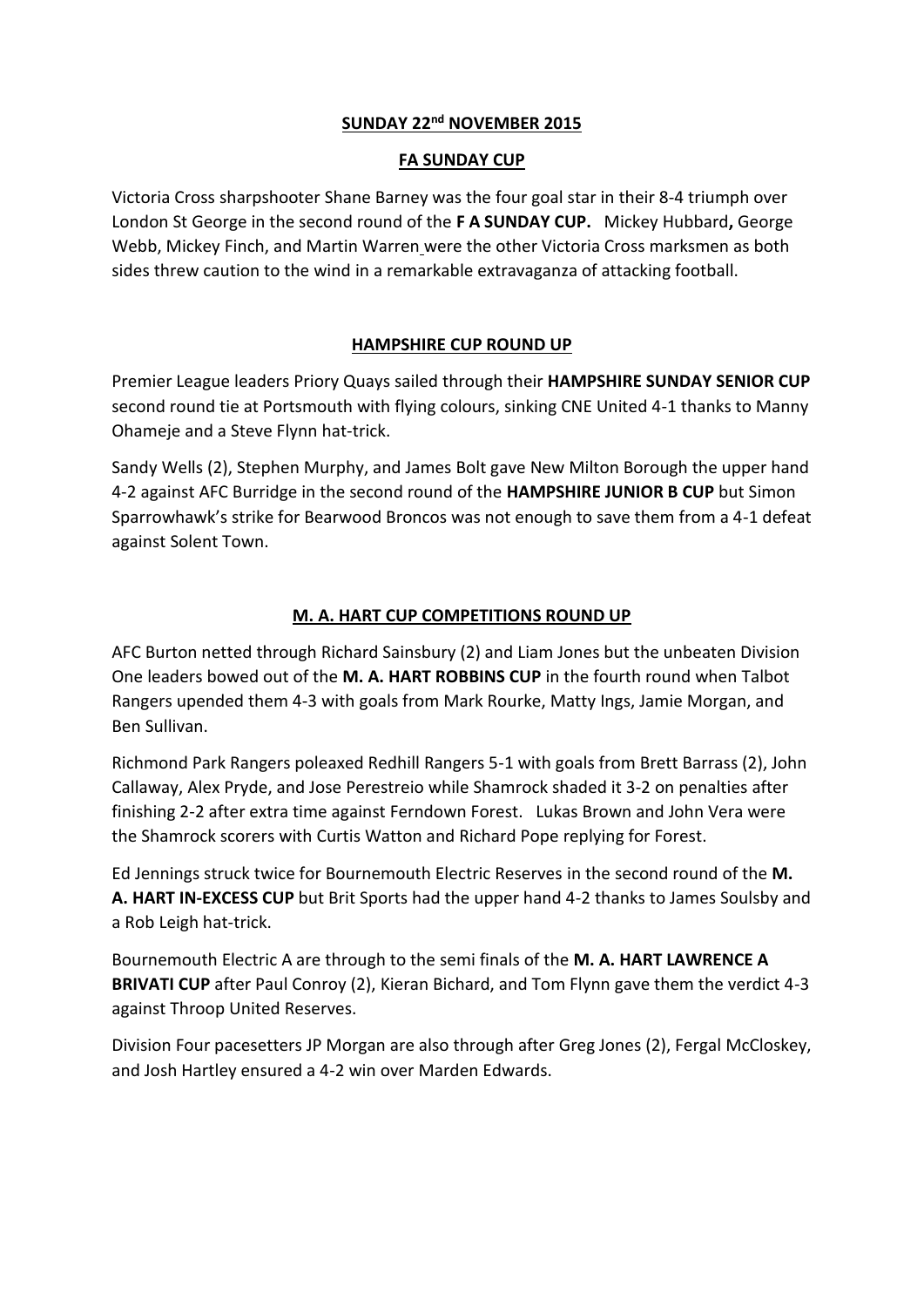**SUNDAY 22nd NOVEMBER 2015**

**FA SUNDAY CUP**

Victoria Cross sharpshooter Shane Barney was the four goal star in their 8-4 triumph over London St George in the second round of the **F A SUNDAY CUP.** Mickey Hubbard**,** George Webb, Mickey Finch, and Martin Warren were the other Victoria Cross marksmen as both sides threw caution to the wind in a remarkable extravaganza of attacking football.

**HAMPSHIRE CUP ROUND UP**

Premier League leaders Priory Quays sailed through their **HAMPSHIRE SUNDAY SENIOR CUP** second round tie at Portsmouth with flying colours, sinking CNE United 4-1 thanks to Manny Ohameje and a Steve Flynn hat-trick.

Sandy Wells (2), Stephen Murphy, and James Bolt gave New Milton Borough the upper hand 4-2 against AFC Burridge in the second round of the **HAMPSHIRE JUNIOR B CUP** but Simon Sparrowhawk's strike for Bearwood Broncos was not enough to save them from a 4-1 defeat against Solent Town.

**M. A. HART CUP COMPETITIONS ROUND UP**

AFC Burton netted through Richard Sainsbury (2) and Liam Jones but the unbeaten Division One leaders bowed out of the **M. A. HART ROBBINS CUP** in the fourth round when Talbot Rangers upended them 4-3 with goals from Mark Rourke, Matty Ings, Jamie Morgan, and Ben Sullivan.

Richmond Park Rangers poleaxed Redhill Rangers 5-1 with goals from Brett Barrass (2), John Callaway, Alex Pryde, and Jose Perestreio while Shamrock shaded it 3-2 on penalties after finishing 2-2 after extra time against Ferndown Forest. Lukas Brown and John Vera were the Shamrock scorers with Curtis Watton and Richard Pope replying for Forest.

Ed Jennings struck twice for Bournemouth Electric Reserves in the second round of the **M. A. HART IN-EXCESS CUP** but Brit Sports had the upper hand 4-2 thanks to James Soulsby and a Rob Leigh hat-trick.

Bournemouth Electric A are through to the semi finals of the **M. A. HART LAWRENCE A BRIVATI CUP** after Paul Conroy (2), Kieran Bichard, and Tom Flynn gave them the verdict 4-3 against Throop United Reserves.

Division Four pacesetters JP Morgan are also through after Greg Jones (2), Fergal McCloskey, and Josh Hartley ensured a 4-2 win over Marden Edwards.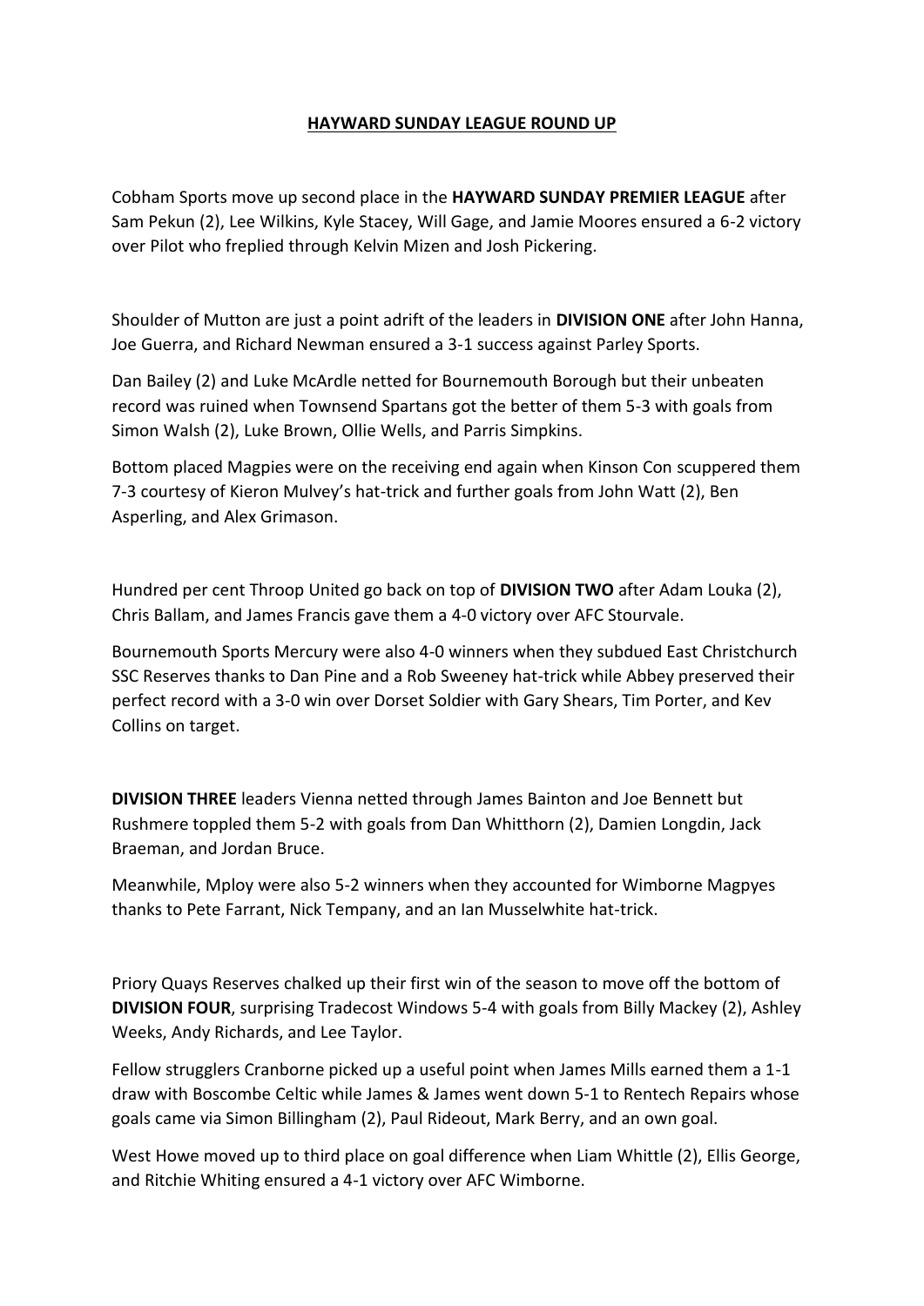# HAYWARD SUNDAY LEAGUE ROUND UP

Cobham Sports move up second place in the **HAYWARD SUNDAY PREMIER LEAGUE** after Sam Pekun (2), Lee Wilkins, Kyle Stacey, Will Gage, and Jamie Moores ensured a 6-2 victory over Pilot who freplied through Kelvin Mizen and Josh Pickering.

Shoulder of Mutton are just a point adrift of the leaders in **DIVISION ONE** after John Hanna, Joe Guerra, and Richard Newman ensured a 3-1 success against Parley Sports.

Dan Bailey (2) and Luke McArdle netted for Bournemouth Borough but their unbeaten record was ruined when Townsend Spartans got the better of them 5-3 with goals from Simon Walsh (2), Luke Brown, Ollie Wells, and Parris Simpkins.

Bottom placed Magpies were on the receiving end again when Kinson Con scuppered them 7-3 courtesy of Kieron Mulvey's hat-trick and further goals from John Watt (2), Ben Asperling, and Alex Grimason.

Hundred per cent Throop United go back on top of **DIVISION TWO** after Adam Louka (2), Chris Ballam, and James Francis gave them a 4-0 victory over AFC Stourvale.

Bournemouth Sports Mercury were also 4-0 winners when they subdued East Christchurch SSC Reserves thanks to Dan Pine and a Rob Sweeney hat-trick while Abbey preserved their perfect record with a 3-0 win over Dorset Soldier with Gary Shears, Tim Porter, and Kev Collins on target.

**DIVISION THREE** leaders Vienna netted through James Bainton and Joe Bennett but Rushmere toppled them 5-2 with goals from Dan Whitthorn (2), Damien Longdin, Jack Braeman, and Jordan Bruce.

Meanwhile, Mploy were also 5-2 winners when they accounted for Wimborne Magpyes thanks to Pete Farrant, Nick Tempany, and an Ian Musselwhite hat-trick.

Priory Quays Reserves chalked up their first win of the season to move off the bottom of **DIVISION FOUR**, surprising Tradecost Windows 5-4 with goals from Billy Mackey (2), Ashley Weeks, Andy Richards, and Lee Taylor.

Fellow strugglers Cranborne picked up a useful point when James Mills earned them a 1-1 draw with Boscombe Celtic while James & James went down 5-1 to Rentech Repairs whose goals came via Simon Billingham (2), Paul Rideout, Mark Berry, and an own goal.

West Howe moved up to third place on goal difference when Liam Whittle (2), Ellis George, and Ritchie Whiting ensured a 4-1 victory over AFC Wimborne.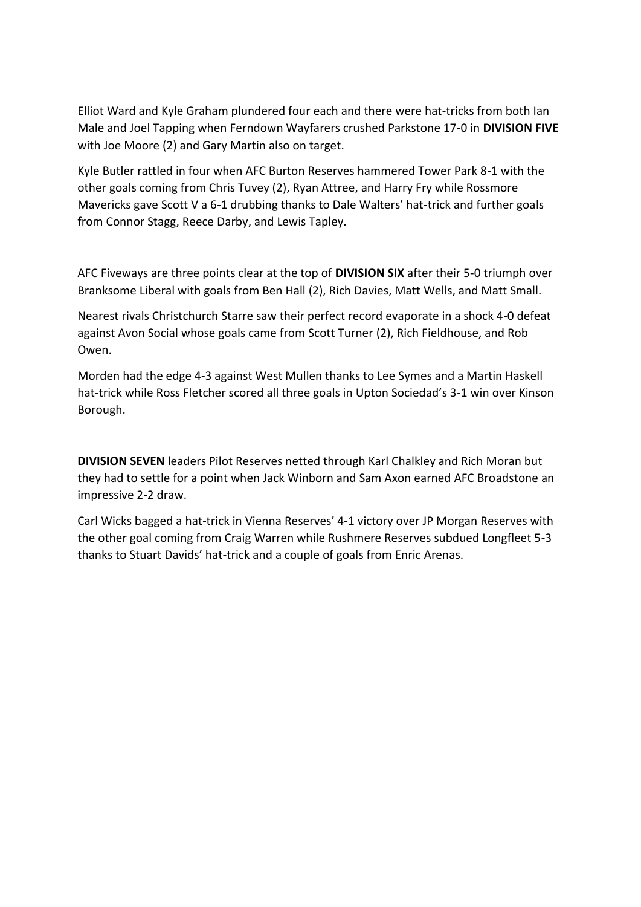Elliot Ward and Kyle Graham plundered four each and there were hat-tricks from both Ian Male and Joel Tapping when Ferndown Wayfarers crushed Parkstone 17-0 in **DIVISION FIVE** with Joe Moore (2) and Gary Martin also on target.

Kyle Butler rattled in four when AFC Burton Reserves hammered Tower Park 8-1 with the other goals coming from Chris Tuvey (2), Ryan Attree, and Harry Fry while Rossmore Mavericks gave Scott V a 6-1 drubbing thanks to Dale Walters' hat-trick and further goals from Connor Stagg, Reece Darby, and Lewis Tapley.

AFC Fiveways are three points clear at the top of **DIVISION SIX** after their 5-0 triumph over Branksome Liberal with goals from Ben Hall (2), Rich Davies, Matt Wells, and Matt Small.

Nearest rivals Christchurch Starre saw their perfect record evaporate in a shock 4-0 defeat against Avon Social whose goals came from Scott Turner (2), Rich Fieldhouse, and Rob Owen.

Morden had the edge 4-3 against West Mullen thanks to Lee Symes and a Martin Haskell hat-trick while Ross Fletcher scored all three goals in Upton Sociedad's 3-1 win over Kinson Borough.

**DIVISION SEVEN** leaders Pilot Reserves netted through Karl Chalkley and Rich Moran but they had to settle for a point when Jack Winborn and Sam Axon earned AFC Broadstone an impressive 2-2 draw.

Carl Wicks bagged a hat-trick in Vienna Reserves' 4-1 victory over JP Morgan Reserves with the other goal coming from Craig Warren while Rushmere Reserves subdued Longfleet 5-3 thanks to Stuart Davids' hat-trick and a couple of goals from Enric Arenas.